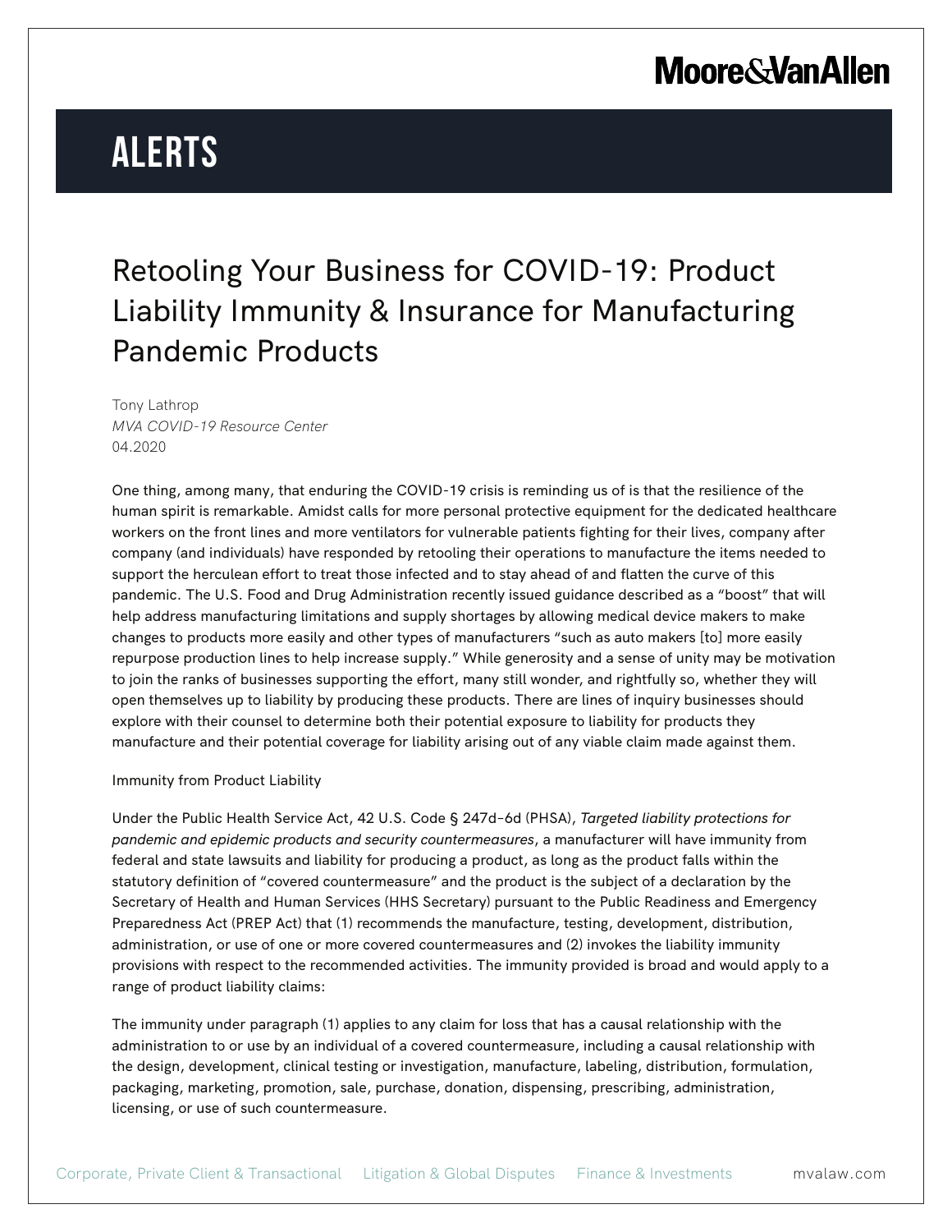Moore&VanAllen

# ALERTS

## Retooling Your Business for COVID-19: Product Liability Immunity & Insurance for Manufacturing Pandemic Products

Tony Lathrop
*MVA COVID-19 Resource Center*
04.2020

One thing, among many, that enduring the COVID-19 crisis is reminding us of is that the resilience of the human spirit is remarkable. Amidst calls for more personal protective equipment for the dedicated healthcare workers on the front lines and more ventilators for vulnerable patients fighting for their lives, company after company (and individuals) have responded by retooling their operations to manufacture the items needed to support the herculean effort to treat those infected and to stay ahead of and flatten the curve of this pandemic. The U.S. Food and Drug Administration recently issued guidance described as a "boost" that will help address manufacturing limitations and supply shortages by allowing medical device makers to make changes to products more easily and other types of manufacturers "such as auto makers [to] more easily repurpose production lines to help increase supply." While generosity and a sense of unity may be motivation to join the ranks of businesses supporting the effort, many still wonder, and rightfully so, whether they will open themselves up to liability by producing these products. There are lines of inquiry businesses should explore with their counsel to determine both their potential exposure to liability for products they manufacture and their potential coverage for liability arising out of any viable claim made against them.

### Immunity from Product Liability

Under the Public Health Service Act, 42 U.S. Code § 247d-6d (PHSA), *Targeted liability protections for pandemic and epidemic products and security countermeasures*, a manufacturer will have immunity from federal and state lawsuits and liability for producing a product, as long as the product falls within the statutory definition of "covered countermeasure" and the product is the subject of a declaration by the Secretary of Health and Human Services (HHS Secretary) pursuant to the Public Readiness and Emergency Preparedness Act (PREP Act) that (1) recommends the manufacture, testing, development, distribution, administration, or use of one or more covered countermeasures and (2) invokes the liability immunity provisions with respect to the recommended activities. The immunity provided is broad and would apply to a range of product liability claims:

The immunity under paragraph (1) applies to any claim for loss that has a causal relationship with the administration to or use by an individual of a covered countermeasure, including a causal relationship with the design, development, clinical testing or investigation, manufacture, labeling, distribution, formulation, packaging, marketing, promotion, sale, purchase, donation, dispensing, prescribing, administration, licensing, or use of such countermeasure.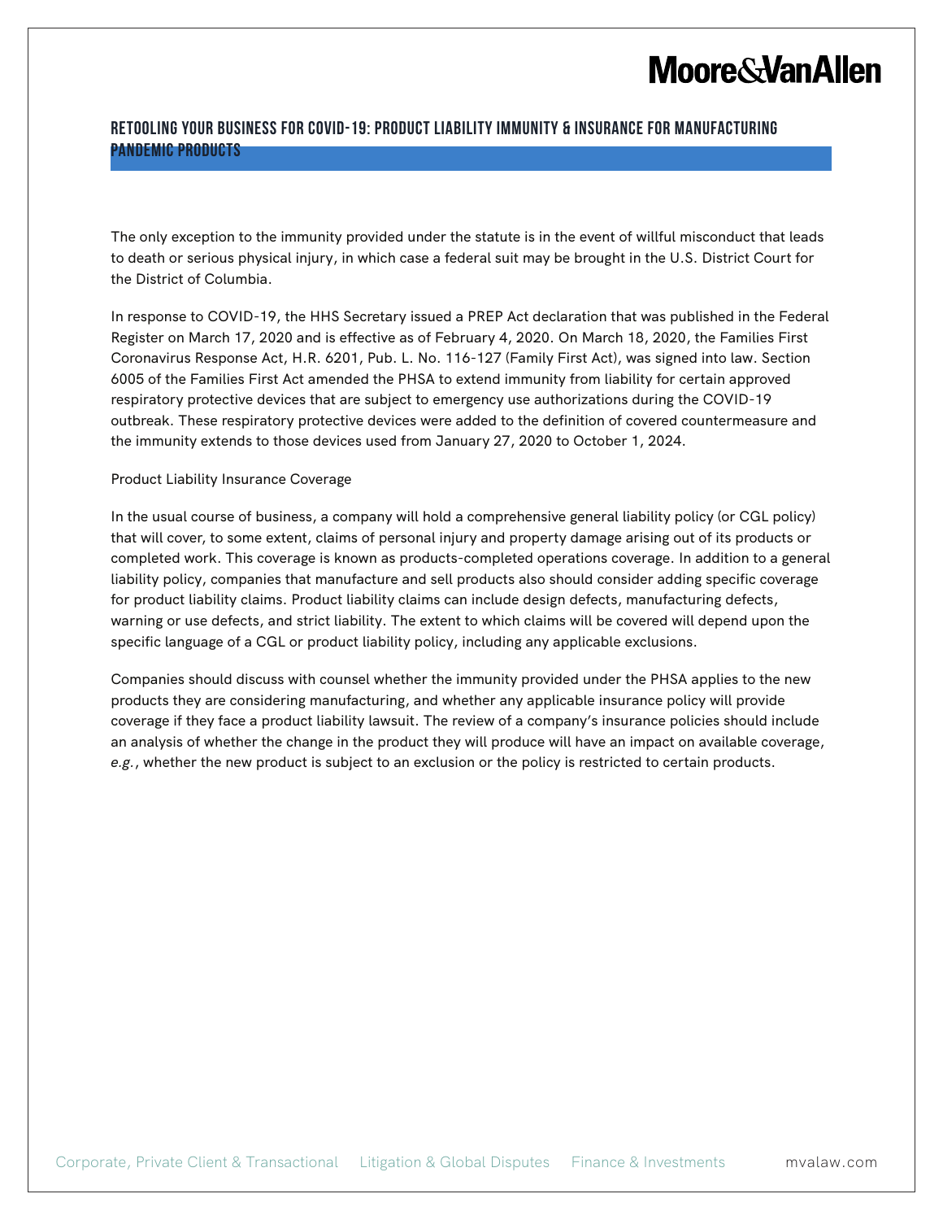The only exception to the immunity provided under the statute is in the event of willful misconduct that leads to death or serious physical injury, in which case a federal suit may be brought in the U.S. District Court for the District of Columbia.

In response to COVID-19, the HHS Secretary issued a PREP Act declaration that was published in the Federal Register on March 17, 2020 and is effective as of February 4, 2020. On March 18, 2020, the Families First Coronavirus Response Act, H.R. 6201, Pub. L. No. 116-127 (Family First Act), was signed into law. Section 6005 of the Families First Act amended the PHSA to extend immunity from liability for certain approved respiratory protective devices that are subject to emergency use authorizations during the COVID-19 outbreak. These respiratory protective devices were added to the definition of covered countermeasure and the immunity extends to those devices used from January 27, 2020 to October 1, 2024.

Product Liability Insurance Coverage

In the usual course of business, a company will hold a comprehensive general liability policy (or CGL policy) that will cover, to some extent, claims of personal injury and property damage arising out of its products or completed work. This coverage is known as products-completed operations coverage. In addition to a general liability policy, companies that manufacture and sell products also should consider adding specific coverage for product liability claims. Product liability claims can include design defects, manufacturing defects, warning or use defects, and strict liability. The extent to which claims will be covered will depend upon the specific language of a CGL or product liability policy, including any applicable exclusions.

Companies should discuss with counsel whether the immunity provided under the PHSA applies to the new products they are considering manufacturing, and whether any applicable insurance policy will provide coverage if they face a product liability lawsuit. The review of a company's insurance policies should include an analysis of whether the change in the product they will produce will have an impact on available coverage, *e.g.*, whether the new product is subject to an exclusion or the policy is restricted to certain products.